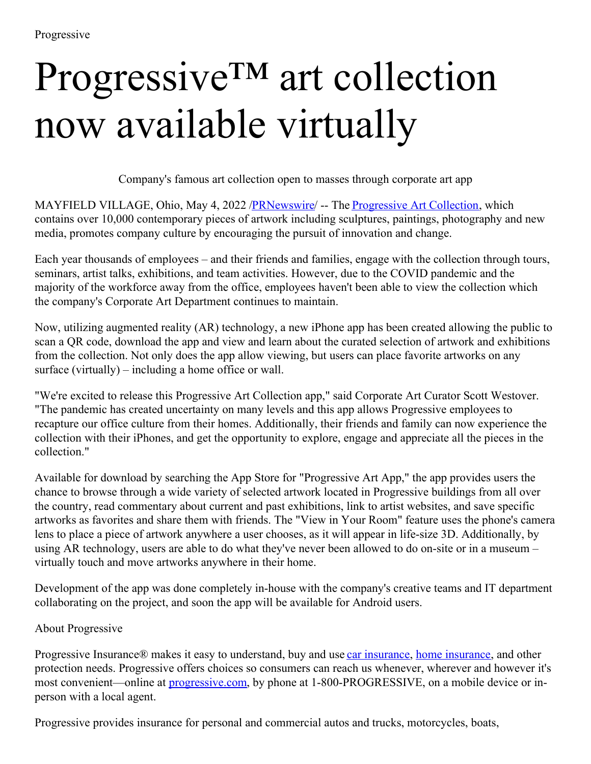Progressive

# Progressive™ art collection now available virtually

Company's famous art collection open to masses through corporate art app

MAYFIELD VILLAGE, Ohio, May 4, 2022 /PRNewswire/ -- The Progressive Art Collection, which contains over 10,000 contemporary pieces of artwork including sculptures, paintings, photography and new media, promotes company culture by encouraging the pursuit of innovation and change.

Each year thousands of employees – and their friends and families, engage with the collection through tours, seminars, artist talks, exhibitions, and team activities. However, due to the COVID pandemic and the majority of the workforce away from the office, employees haven't been able to view the collection which the company's Corporate Art Department continues to maintain.

Now, utilizing augmented reality (AR) technology, a new iPhone app has been created allowing the public to scan a QR code, download the app and view and learn about the curated selection of artwork and exhibitions from the collection. Not only does the app allow viewing, but users can place favorite artworks on any surface (virtually) – including a home office or wall.

"We're excited to release this Progressive Art Collection app," said Corporate Art Curator Scott Westover. "The pandemic has created uncertainty on many levels and this app allows Progressive employees to recapture our office culture from their homes. Additionally, their friends and family can now experience the collection with their iPhones, and get the opportunity to explore, engage and appreciate all the pieces in the collection."

Available for download by searching the App Store for "Progressive Art App," the app provides users the chance to browse through a wide variety of selected artwork located in Progressive buildings from all over the country, read commentary about current and past exhibitions, link to artist websites, and save specific artworks as favorites and share them with friends. The "View in Your Room" feature uses the phone's camera lens to place a piece of artwork anywhere a user chooses, as it will appear in life-size 3D. Additionally, by using AR technology, users are able to do what they've never been allowed to do on-site or in a museum – virtually touch and move artworks anywhere in their home.

Development of the app was done completely in-house with the company's creative teams and IT department collaborating on the project, and soon the app will be available for Android users.

About Progressive

Progressive Insurance® makes it easy to understand, buy and use car insurance, home insurance, and other protection needs. Progressive offers choices so consumers can reach us whenever, wherever and however it's most convenient—online at progressive.com, by phone at 1-800-PROGRESSIVE, on a mobile device or in-person with a local agent.

Progressive provides insurance for personal and commercial autos and trucks, motorcycles, boats,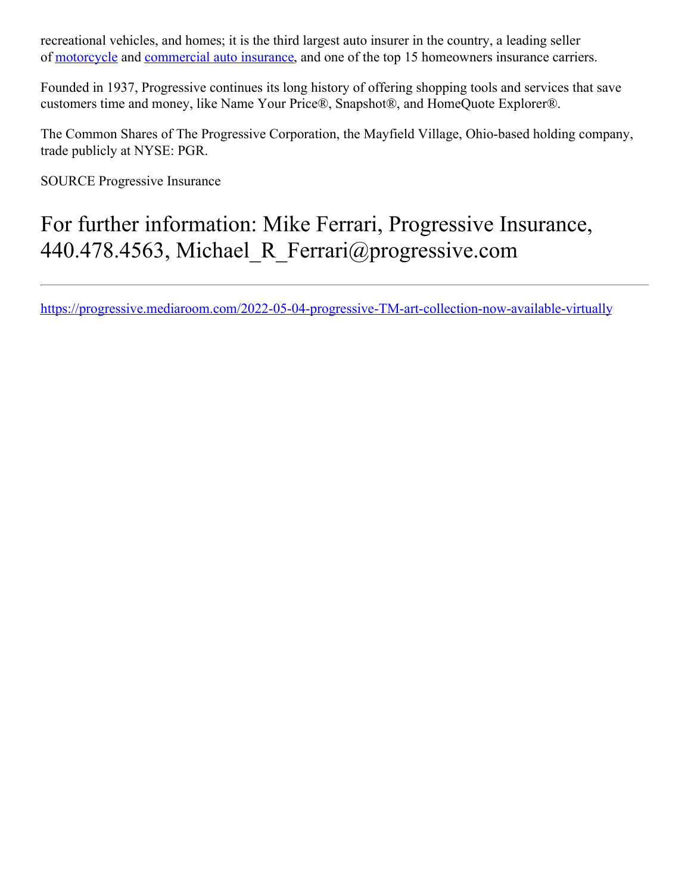recreational vehicles, and homes; it is the third largest auto insurer in the country, a leading seller of [motorcycle](#) and [commercial auto insurance](#), and one of the top 15 homeowners insurance carriers.

Founded in 1937, Progressive continues its long history of offering shopping tools and services that save customers time and money, like Name Your Price®, Snapshot®, and HomeQuote Explorer®.

The Common Shares of The Progressive Corporation, the Mayfield Village, Ohio-based holding company, trade publicly at NYSE: PGR.

SOURCE Progressive Insurance

# For further information: Mike Ferrari, Progressive Insurance, 440.478.4563, Michael_R_Ferrari@progressive.com

---

https://progressive.mediaroom.com/2022-05-04-progressive-TM-art-collection-now-available-virtually